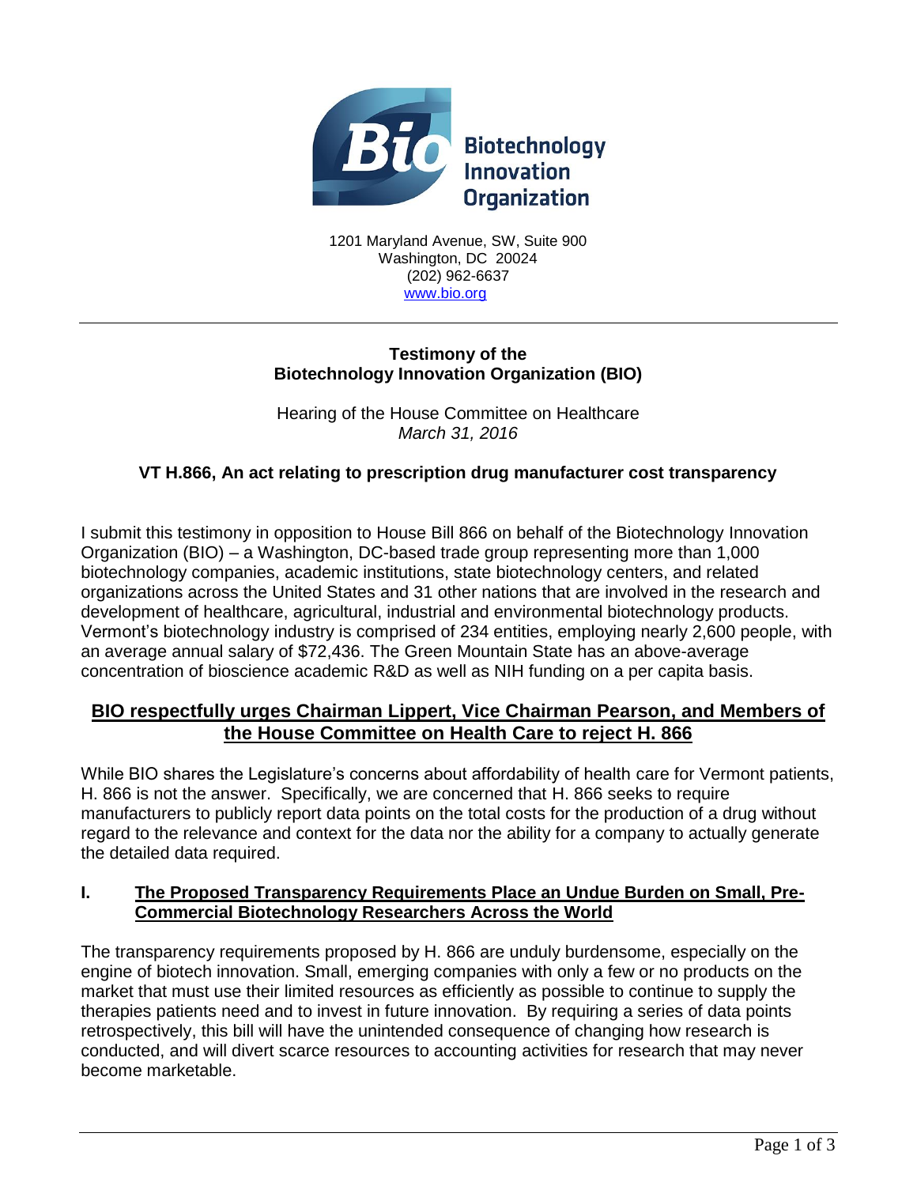**Biotechnology Innovation Organization**

1201 Maryland Avenue, SW, Suite 900
Washington, DC 20024
(202) 962-6637
www.bio.org

---

**Testimony of the**
**Biotechnology Innovation Organization (BIO)**

Hearing of the House Committee on Healthcare
*March 31, 2016*

**VT H.866, An act relating to prescription drug manufacturer cost transparency**

I submit this testimony in opposition to House Bill 866 on behalf of the Biotechnology Innovation Organization (BIO) – a Washington, DC-based trade group representing more than 1,000 biotechnology companies, academic institutions, state biotechnology centers, and related organizations across the United States and 31 other nations that are involved in the research and development of healthcare, agricultural, industrial and environmental biotechnology products. Vermont's biotechnology industry is comprised of 234 entities, employing nearly 2,600 people, with an average annual salary of $72,436. The Green Mountain State has an above-average concentration of bioscience academic R&D as well as NIH funding on a per capita basis.

## BIO respectfully urges Chairman Lippert, Vice Chairman Pearson, and Members of the House Committee on Health Care to reject H. 866

While BIO shares the Legislature's concerns about affordability of health care for Vermont patients, H. 866 is not the answer. Specifically, we are concerned that H. 866 seeks to require manufacturers to publicly report data points on the total costs for the production of a drug without regard to the relevance and context for the data nor the ability for a company to actually generate the detailed data required.

### I. The Proposed Transparency Requirements Place an Undue Burden on Small, Pre-Commercial Biotechnology Researchers Across the World

The transparency requirements proposed by H. 866 are unduly burdensome, especially on the engine of biotech innovation. Small, emerging companies with only a few or no products on the market that must use their limited resources as efficiently as possible to continue to supply the therapies patients need and to invest in future innovation. By requiring a series of data points retrospectively, this bill will have the unintended consequence of changing how research is conducted, and will divert scarce resources to accounting activities for research that may never become marketable.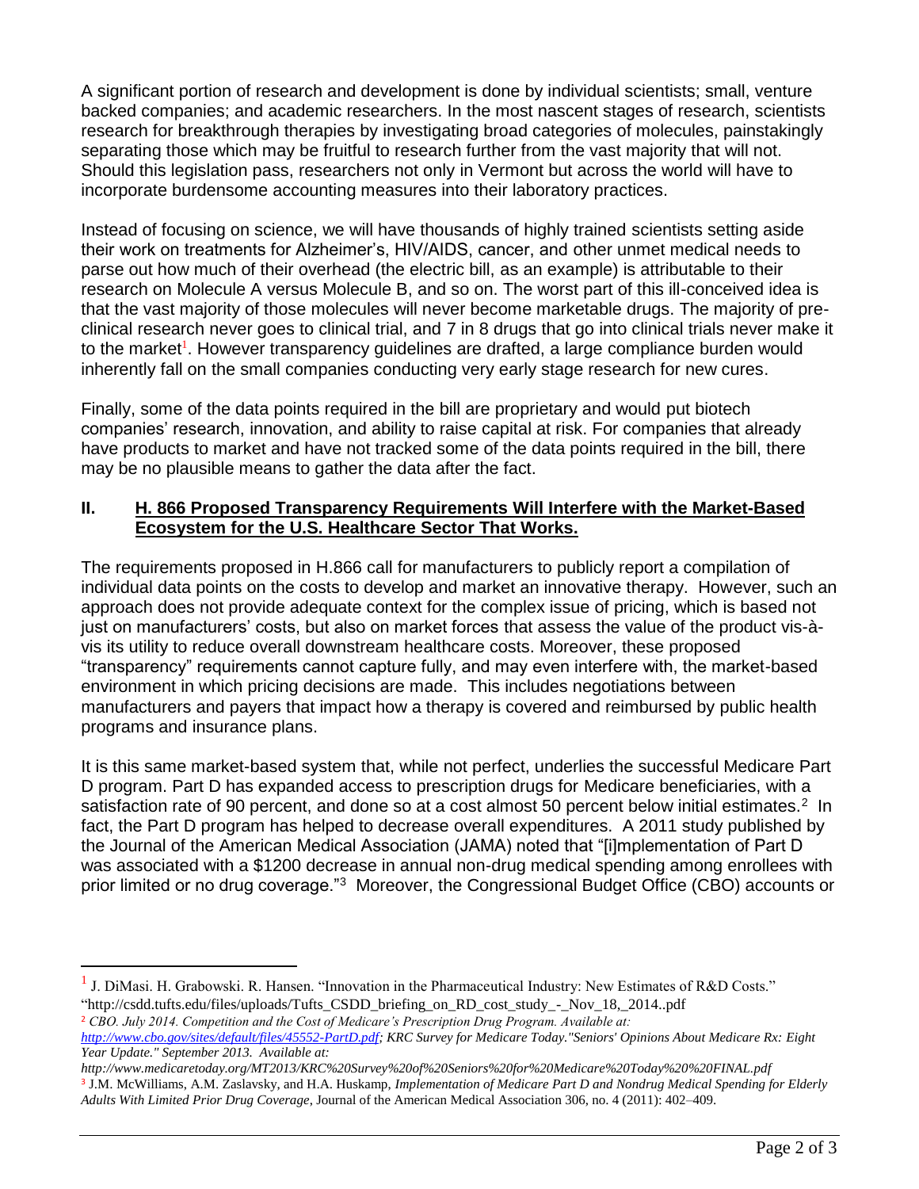A significant portion of research and development is done by individual scientists; small, venture backed companies; and academic researchers. In the most nascent stages of research, scientists research for breakthrough therapies by investigating broad categories of molecules, painstakingly separating those which may be fruitful to research further from the vast majority that will not. Should this legislation pass, researchers not only in Vermont but across the world will have to incorporate burdensome accounting measures into their laboratory practices.

Instead of focusing on science, we will have thousands of highly trained scientists setting aside their work on treatments for Alzheimer's, HIV/AIDS, cancer, and other unmet medical needs to parse out how much of their overhead (the electric bill, as an example) is attributable to their research on Molecule A versus Molecule B, and so on. The worst part of this ill-conceived idea is that the vast majority of those molecules will never become marketable drugs. The majority of pre-clinical research never goes to clinical trial, and 7 in 8 drugs that go into clinical trials never make it to the market[1]. However transparency guidelines are drafted, a large compliance burden would inherently fall on the small companies conducting very early stage research for new cures.

Finally, some of the data points required in the bill are proprietary and would put biotech companies' research, innovation, and ability to raise capital at risk. For companies that already have products to market and have not tracked some of the data points required in the bill, there may be no plausible means to gather the data after the fact.

## II. H. 866 Proposed Transparency Requirements Will Interfere with the Market-Based Ecosystem for the U.S. Healthcare Sector That Works.

The requirements proposed in H.866 call for manufacturers to publicly report a compilation of individual data points on the costs to develop and market an innovative therapy. However, such an approach does not provide adequate context for the complex issue of pricing, which is based not just on manufacturers' costs, but also on market forces that assess the value of the product vis-à-vis its utility to reduce overall downstream healthcare costs. Moreover, these proposed "transparency" requirements cannot capture fully, and may even interfere with, the market-based environment in which pricing decisions are made. This includes negotiations between manufacturers and payers that impact how a therapy is covered and reimbursed by public health programs and insurance plans.

It is this same market-based system that, while not perfect, underlies the successful Medicare Part D program. Part D has expanded access to prescription drugs for Medicare beneficiaries, with a satisfaction rate of 90 percent, and done so at a cost almost 50 percent below initial estimates.[2] In fact, the Part D program has helped to decrease overall expenditures. A 2011 study published by the Journal of the American Medical Association (JAMA) noted that "[i]mplementation of Part D was associated with a $1200 decrease in annual non-drug medical spending among enrollees with prior limited or no drug coverage."[3] Moreover, the Congressional Budget Office (CBO) accounts or

---

[1] J. DiMasi. H. Grabowski. R. Hansen. "Innovation in the Pharmaceutical Industry: New Estimates of R&D Costs." "http://csdd.tufts.edu/files/uploads/Tufts_CSDD_briefing_on_RD_cost_study_-_Nov_18,_2014..pdf

[2] *CBO. July 2014. Competition and the Cost of Medicare's Prescription Drug Program. Available at: http://www.cbo.gov/sites/default/files/45552-PartD.pdf; KRC Survey for Medicare Today."Seniors' Opinions About Medicare Rx: Eight Year Update." September 2013. Available at: http://www.medicaretoday.org/MT2013/KRC%20Survey%20of%20Seniors%20for%20Medicare%20Today%20%20FINAL.pdf*

[3] J.M. McWilliams, A.M. Zaslavsky, and H.A. Huskamp, *Implementation of Medicare Part D and Nondrug Medical Spending for Elderly Adults With Limited Prior Drug Coverage*, Journal of the American Medical Association 306, no. 4 (2011): 402–409.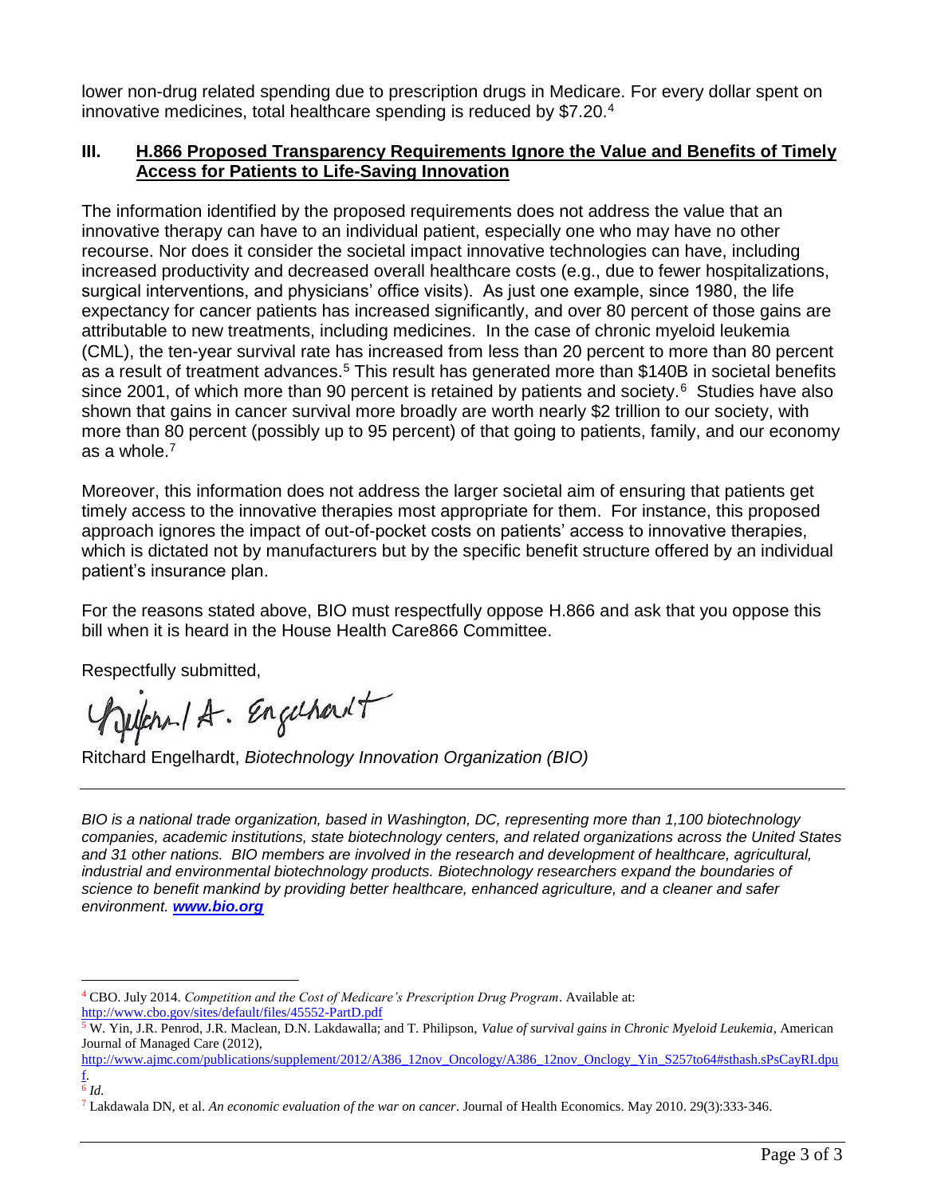lower non-drug related spending due to prescription drugs in Medicare. For every dollar spent on innovative medicines, total healthcare spending is reduced by $7.20.[4]

### III. H.866 Proposed Transparency Requirements Ignore the Value and Benefits of Timely Access for Patients to Life-Saving Innovation

The information identified by the proposed requirements does not address the value that an innovative therapy can have to an individual patient, especially one who may have no other recourse. Nor does it consider the societal impact innovative technologies can have, including increased productivity and decreased overall healthcare costs (e.g., due to fewer hospitalizations, surgical interventions, and physicians' office visits). As just one example, since 1980, the life expectancy for cancer patients has increased significantly, and over 80 percent of those gains are attributable to new treatments, including medicines. In the case of chronic myeloid leukemia (CML), the ten-year survival rate has increased from less than 20 percent to more than 80 percent as a result of treatment advances.[5] This result has generated more than $140B in societal benefits since 2001, of which more than 90 percent is retained by patients and society.[6] Studies have also shown that gains in cancer survival more broadly are worth nearly $2 trillion to our society, with more than 80 percent (possibly up to 95 percent) of that going to patients, family, and our economy as a whole.[7]

Moreover, this information does not address the larger societal aim of ensuring that patients get timely access to the innovative therapies most appropriate for them. For instance, this proposed approach ignores the impact of out-of-pocket costs on patients' access to innovative therapies, which is dictated not by manufacturers but by the specific benefit structure offered by an individual patient's insurance plan.

For the reasons stated above, BIO must respectfully oppose H.866 and ask that you oppose this bill when it is heard in the House Health Care866 Committee.

Respectfully submitted,

Ritchard Engelhardt, *Biotechnology Innovation Organization (BIO)*

---

*BIO is a national trade organization, based in Washington, DC, representing more than 1,100 biotechnology companies, academic institutions, state biotechnology centers, and related organizations across the United States and 31 other nations. BIO members are involved in the research and development of healthcare, agricultural, industrial and environmental biotechnology products. Biotechnology researchers expand the boundaries of science to benefit mankind by providing better healthcare, enhanced agriculture, and a cleaner and safer environment.* ***www.bio.org***

---

[4] CBO. July 2014. *Competition and the Cost of Medicare's Prescription Drug Program*. Available at: http://www.cbo.gov/sites/default/files/45552-PartD.pdf

[5] W. Yin, J.R. Penrod, J.R. Maclean, D.N. Lakdawalla; and T. Philipson, *Value of survival gains in Chronic Myeloid Leukemia*, American Journal of Managed Care (2012), http://www.ajmc.com/publications/supplement/2012/A386_12nov_Oncology/A386_12nov_Onclogy_Yin_S257to64#sthash.sPsCayRI.dpuf.

[6] *Id.*

[7] Lakdawala DN, et al. *An economic evaluation of the war on cancer*. Journal of Health Economics. May 2010. 29(3):333-346.